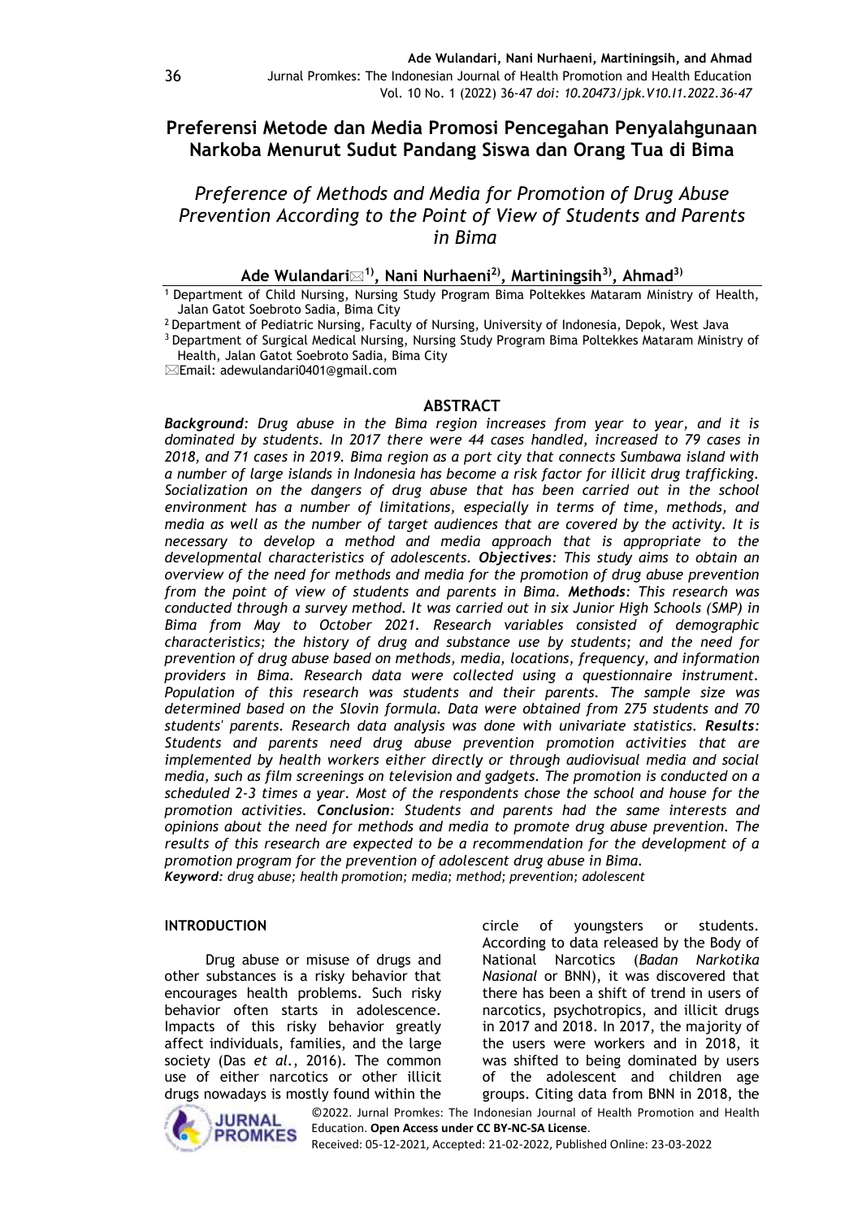# Preferensi Metode dan Media Promosi Pencegahan Penyalahgunaan Narkoba Menurut Sudut Pandang Siswa dan Orang Tua di Bima

## *Preference of Methods and Media for Promotion of Drug Abuse Prevention According to the Point of View of Students and Parents in Bima*

**Ade Wulandari✉[1], Nani Nurhaeni[2], Martiningsih[3], Ahmad[3]**

[1] Department of Child Nursing, Nursing Study Program Bima Poltekkes Mataram Ministry of Health, Jalan Gatot Soebroto Sadia, Bima City

[2] Department of Pediatric Nursing, Faculty of Nursing, University of Indonesia, Depok, West Java

[3] Department of Surgical Medical Nursing, Nursing Study Program Bima Poltekkes Mataram Ministry of Health, Jalan Gatot Soebroto Sadia, Bima City

✉Email: adewulandari0401@gmail.com

## ABSTRACT

***Background****: Drug abuse in the Bima region increases from year to year, and it is dominated by students. In 2017 there were 44 cases handled, increased to 79 cases in 2018, and 71 cases in 2019. Bima region as a port city that connects Sumbawa island with a number of large islands in Indonesia has become a risk factor for illicit drug trafficking. Socialization on the dangers of drug abuse that has been carried out in the school environment has a number of limitations, especially in terms of time, methods, and media as well as the number of target audiences that are covered by the activity. It is necessary to develop a method and media approach that is appropriate to the developmental characteristics of adolescents.* ***Objectives****: This study aims to obtain an overview of the need for methods and media for the promotion of drug abuse prevention from the point of view of students and parents in Bima.* ***Methods****: This research was conducted through a survey method. It was carried out in six Junior High Schools (SMP) in Bima from May to October 2021. Research variables consisted of demographic characteristics; the history of drug and substance use by students; and the need for prevention of drug abuse based on methods, media, locations, frequency, and information providers in Bima. Research data were collected using a questionnaire instrument. Population of this research was students and their parents. The sample size was determined based on the Slovin formula. Data were obtained from 275 students and 70 students' parents. Research data analysis was done with univariate statistics.* ***Results****: Students and parents need drug abuse prevention promotion activities that are implemented by health workers either directly or through audiovisual media and social media, such as film screenings on television and gadgets. The promotion is conducted on a scheduled 2-3 times a year. Most of the respondents chose the school and house for the promotion activities.* ***Conclusion****: Students and parents had the same interests and opinions about the need for methods and media to promote drug abuse prevention. The results of this research are expected to be a recommendation for the development of a promotion program for the prevention of adolescent drug abuse in Bima.*

***Keyword:*** *drug abuse; health promotion; media; method; prevention; adolescent*

## INTRODUCTION

Drug abuse or misuse of drugs and other substances is a risky behavior that encourages health problems. Such risky behavior often starts in adolescence. Impacts of this risky behavior greatly affect individuals, families, and the large society (Das *et al.*, 2016). The common use of either narcotics or other illicit drugs nowadays is mostly found within the circle of youngsters or students. According to data released by the Body of National Narcotics (*Badan Narkotika Nasional* or BNN), it was discovered that there has been a shift of trend in users of narcotics, psychotropics, and illicit drugs in 2017 and 2018. In 2017, the majority of the users were workers and in 2018, it was shifted to being dominated by users of the adolescent and children age groups. Citing data from BNN in 2018, the

©2022. Jurnal Promkes: The Indonesian Journal of Health Promotion and Health Education. **Open Access under CC BY-NC-SA License**.

Received: 05-12-2021, Accepted: 21-02-2022, Published Online: 23-03-2022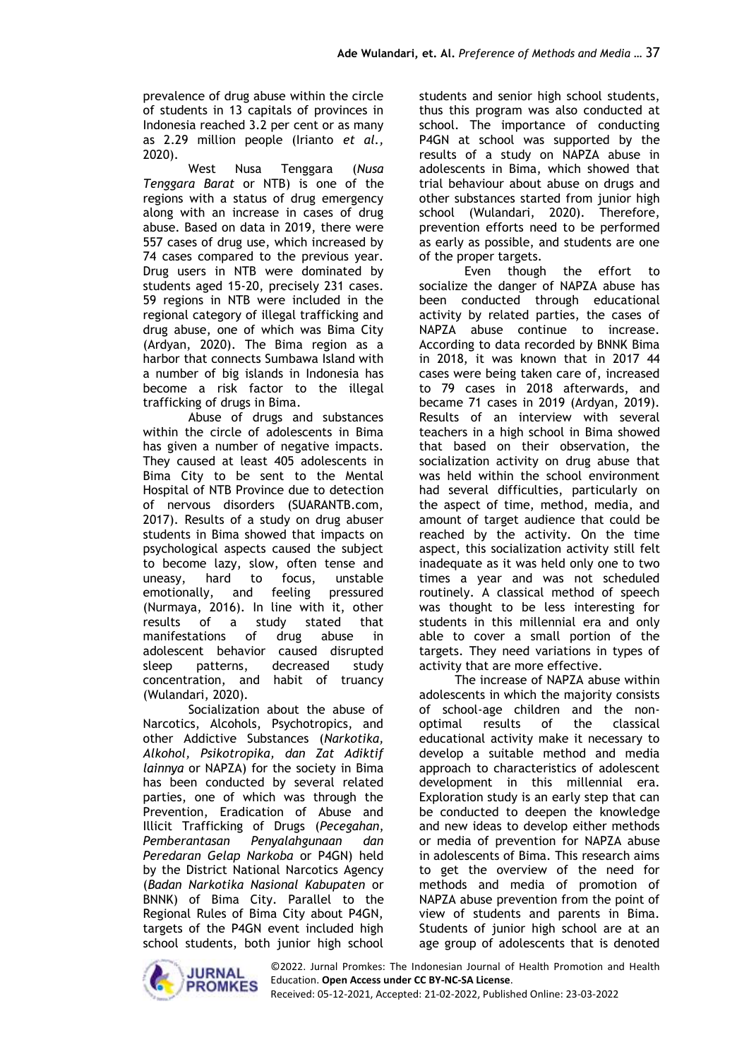prevalence of drug abuse within the circle of students in 13 capitals of provinces in Indonesia reached 3.2 per cent or as many as 2.29 million people (Irianto *et al.,* 2020).

West Nusa Tenggara (*Nusa Tenggara Barat* or NTB) is one of the regions with a status of drug emergency along with an increase in cases of drug abuse. Based on data in 2019, there were 557 cases of drug use, which increased by 74 cases compared to the previous year. Drug users in NTB were dominated by students aged 15-20, precisely 231 cases. 59 regions in NTB were included in the regional category of illegal trafficking and drug abuse, one of which was Bima City (Ardyan, 2020). The Bima region as a harbor that connects Sumbawa Island with a number of big islands in Indonesia has become a risk factor to the illegal trafficking of drugs in Bima.

Abuse of drugs and substances within the circle of adolescents in Bima has given a number of negative impacts. They caused at least 405 adolescents in Bima City to be sent to the Mental Hospital of NTB Province due to detection of nervous disorders (SUARANTB.com, 2017). Results of a study on drug abuser students in Bima showed that impacts on psychological aspects caused the subject to become lazy, slow, often tense and uneasy, hard to focus, unstable emotionally, and feeling pressured (Nurmaya, 2016). In line with it, other results of a study stated that manifestations of drug abuse in adolescent behavior caused disrupted sleep patterns, decreased study concentration, and habit of truancy (Wulandari, 2020).

Socialization about the abuse of Narcotics, Alcohols, Psychotropics, and other Addictive Substances (*Narkotika, Alkohol, Psikotropika, dan Zat Adiktif lainnya* or NAPZA) for the society in Bima has been conducted by several related parties, one of which was through the Prevention, Eradication of Abuse and Illicit Trafficking of Drugs (*Pecegahan, Pemberantasan Penyalahgunaan dan Peredaran Gelap Narkoba* or P4GN) held by the District National Narcotics Agency (*Badan Narkotika Nasional Kabupaten* or BNNK) of Bima City. Parallel to the Regional Rules of Bima City about P4GN, targets of the P4GN event included high school students, both junior high school students and senior high school students, thus this program was also conducted at school. The importance of conducting P4GN at school was supported by the results of a study on NAPZA abuse in adolescents in Bima, which showed that trial behaviour about abuse on drugs and other substances started from junior high school (Wulandari, 2020). Therefore, prevention efforts need to be performed as early as possible, and students are one of the proper targets.

Even though the effort to socialize the danger of NAPZA abuse has been conducted through educational activity by related parties, the cases of NAPZA abuse continue to increase. According to data recorded by BNNK Bima in 2018, it was known that in 2017 44 cases were being taken care of, increased to 79 cases in 2018 afterwards, and became 71 cases in 2019 (Ardyan, 2019). Results of an interview with several teachers in a high school in Bima showed that based on their observation, the socialization activity on drug abuse that was held within the school environment had several difficulties, particularly on the aspect of time, method, media, and amount of target audience that could be reached by the activity. On the time aspect, this socialization activity still felt inadequate as it was held only one to two times a year and was not scheduled routinely. A classical method of speech was thought to be less interesting for students in this millennial era and only able to cover a small portion of the targets. They need variations in types of activity that are more effective.

The increase of NAPZA abuse within adolescents in which the majority consists of school-age children and the non-optimal results of the classical educational activity make it necessary to develop a suitable method and media approach to characteristics of adolescent development in this millennial era. Exploration study is an early step that can be conducted to deepen the knowledge and new ideas to develop either methods or media of prevention for NAPZA abuse in adolescents of Bima. This research aims to get the overview of the need for methods and media of promotion of NAPZA abuse prevention from the point of view of students and parents in Bima. Students of junior high school are at an age group of adolescents that is denoted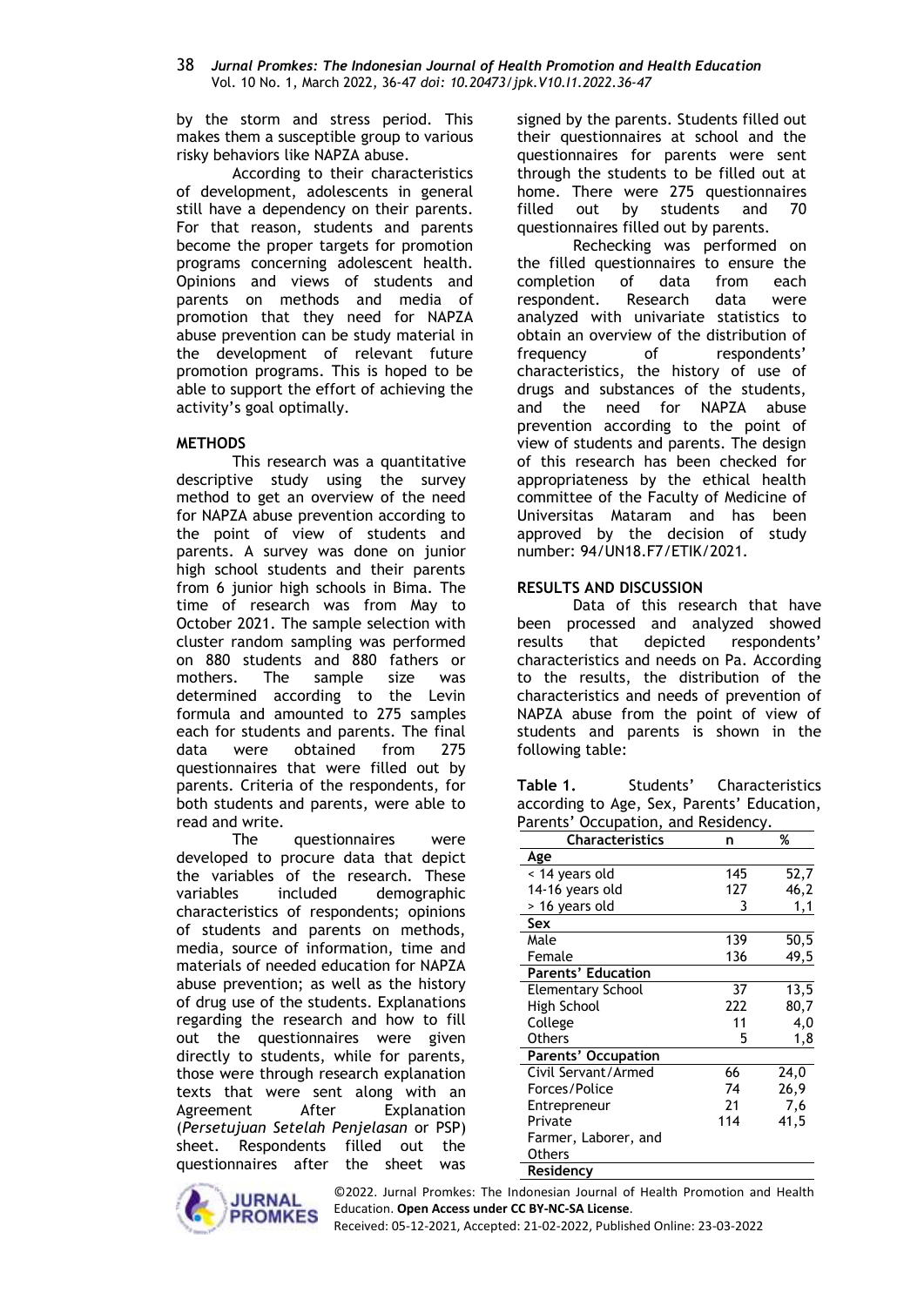by the storm and stress period. This makes them a susceptible group to various risky behaviors like NAPZA abuse.

According to their characteristics of development, adolescents in general still have a dependency on their parents. For that reason, students and parents become the proper targets for promotion programs concerning adolescent health. Opinions and views of students and parents on methods and media of promotion that they need for NAPZA abuse prevention can be study material in the development of relevant future promotion programs. This is hoped to be able to support the effort of achieving the activity's goal optimally.

## METHODS

This research was a quantitative descriptive study using the survey method to get an overview of the need for NAPZA abuse prevention according to the point of view of students and parents. A survey was done on junior high school students and their parents from 6 junior high schools in Bima. The time of research was from May to October 2021. The sample selection with cluster random sampling was performed on 880 students and 880 fathers or mothers. The sample size was determined according to the Levin formula and amounted to 275 samples each for students and parents. The final data were obtained from 275 questionnaires that were filled out by parents. Criteria of the respondents, for both students and parents, were able to read and write.

The questionnaires were developed to procure data that depict the variables of the research. These variables included demographic characteristics of respondents; opinions of students and parents on methods, media, source of information, time and materials of needed education for NAPZA abuse prevention; as well as the history of drug use of the students. Explanations regarding the research and how to fill out the questionnaires were given directly to students, while for parents, those were through research explanation texts that were sent along with an Agreement After Explanation (*Persetujuan Setelah Penjelasan* or PSP) sheet. Respondents filled out the questionnaires after the sheet was signed by the parents. Students filled out their questionnaires at school and the questionnaires for parents were sent through the students to be filled out at home. There were 275 questionnaires filled out by students and 70 questionnaires filled out by parents.

Rechecking was performed on the filled questionnaires to ensure the completion of data from each respondent. Research data were analyzed with univariate statistics to obtain an overview of the distribution of frequency of respondents' characteristics, the history of use of drugs and substances of the students, and the need for NAPZA abuse prevention according to the point of view of students and parents. The design of this research has been checked for appropriateness by the ethical health committee of the Faculty of Medicine of Universitas Mataram and has been approved by the decision of study number: 94/UN18.F7/ETIK/2021.

## RESULTS AND DISCUSSION

Data of this research that have been processed and analyzed showed results that depicted respondents' characteristics and needs on Pa. According to the results, the distribution of the characteristics and needs of prevention of NAPZA abuse from the point of view of students and parents is shown in the following table:

**Table 1.** Students' Characteristics according to Age, Sex, Parents' Education, Parents' Occupation, and Residency.

| Characteristics | n | % |
|---|---|---|
| **Age** | | |
| < 14 years old | 145 | 52,7 |
| 14-16 years old | 127 | 46,2 |
| > 16 years old | 3 | 1,1 |
| **Sex** | | |
| Male | 139 | 50,5 |
| Female | 136 | 49,5 |
| **Parents' Education** | | |
| Elementary School | 37 | 13,5 |
| High School | 222 | 80,7 |
| College | 11 | 4,0 |
| Others | 5 | 1,8 |
| **Parents' Occupation** | | |
| Civil Servant/Armed Forces/Police | 66 | 24,0 |
| Entrepreneur | 74 | 26,9 |
| Private | 21 | 7,6 |
| Farmer, Laborer, and Others | 114 | 41,5 |
| **Residency** | | |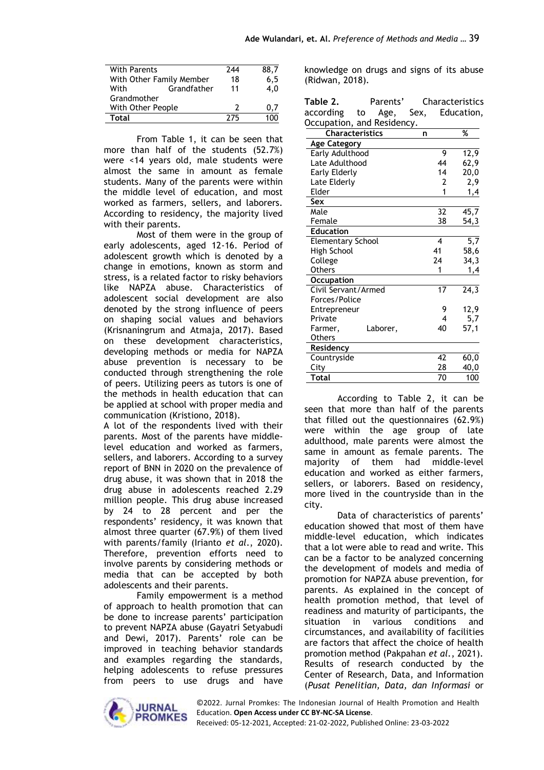| With Parents | 244 | 88,7 |
|---|---|---|
| With Other Family Member | 18 | 6,5 |
| With Grandfather Grandmother | 11 | 4,0 |
| With Other People | 2 | 0,7 |
| **Total** | 275 | 100 |

From Table 1, it can be seen that more than half of the students (52.7%) were <14 years old, male students were almost the same in amount as female students. Many of the parents were within the middle level of education, and most worked as farmers, sellers, and laborers. According to residency, the majority lived with their parents.

Most of them were in the group of early adolescents, aged 12-16. Period of adolescent growth which is denoted by a change in emotions, known as storm and stress, is a related factor to risky behaviors like NAPZA abuse. Characteristics of adolescent social development are also denoted by the strong influence of peers on shaping social values and behaviors (Krisnaningrum and Atmaja, 2017). Based on these development characteristics, developing methods or media for NAPZA abuse prevention is necessary to be conducted through strengthening the role of peers. Utilizing peers as tutors is one of the methods in health education that can be applied at school with proper media and communication (Kristiono, 2018).

A lot of the respondents lived with their parents. Most of the parents have middle-level education and worked as farmers, sellers, and laborers. According to a survey report of BNN in 2020 on the prevalence of drug abuse, it was shown that in 2018 the drug abuse in adolescents reached 2.29 million people. This drug abuse increased by 24 to 28 percent and per the respondents' residency, it was known that almost three quarter (67.9%) of them lived with parents/family (Irianto *et al.*, 2020). Therefore, prevention efforts need to involve parents by considering methods or media that can be accepted by both adolescents and their parents.

Family empowerment is a method of approach to health promotion that can be done to increase parents' participation to prevent NAPZA abuse (Gayatri Setyabudi and Dewi, 2017). Parents' role can be improved in teaching behavior standards and examples regarding the standards, helping adolescents to refuse pressures from peers to use drugs and have knowledge on drugs and signs of its abuse (Ridwan, 2018).

**Table 2.** Parents' Characteristics according to Age, Sex, Education, Occupation, and Residency.

| Characteristics | n | % |
|---|---|---|
| **Age Category** | | |
| Early Adulthood | 9 | 12,9 |
| Late Adulthood | 44 | 62,9 |
| Early Elderly | 14 | 20,0 |
| Late Elderly | 2 | 2,9 |
| Elder | 1 | 1,4 |
| **Sex** | | |
| Male | 32 | 45,7 |
| Female | 38 | 54,3 |
| **Education** | | |
| Elementary School | 4 | 5,7 |
| High School | 41 | 58,6 |
| College | 24 | 34,3 |
| Others | 1 | 1,4 |
| **Occupation** | | |
| Civil Servant/Armed Forces/Police | 17 | 24,3 |
| Entrepreneur | 9 | 12,9 |
| Private | 4 | 5,7 |
| Farmer, Laborer, Others | 40 | 57,1 |
| **Residency** | | |
| Countryside | 42 | 60,0 |
| City | 28 | 40,0 |
| **Total** | 70 | 100 |

According to Table 2, it can be seen that more than half of the parents that filled out the questionnaires (62.9%) were within the age group of late adulthood, male parents were almost the same in amount as female parents. The majority of them had middle-level education and worked as either farmers, sellers, or laborers. Based on residency, more lived in the countryside than in the city.

Data of characteristics of parents' education showed that most of them have middle-level education, which indicates that a lot were able to read and write. This can be a factor to be analyzed concerning the development of models and media of promotion for NAPZA abuse prevention, for parents. As explained in the concept of health promotion method, that level of readiness and maturity of participants, the situation in various conditions and circumstances, and availability of facilities are factors that affect the choice of health promotion method (Pakpahan *et al.*, 2021). Results of research conducted by the Center of Research, Data, and Information (*Pusat Penelitian, Data, dan Informasi* or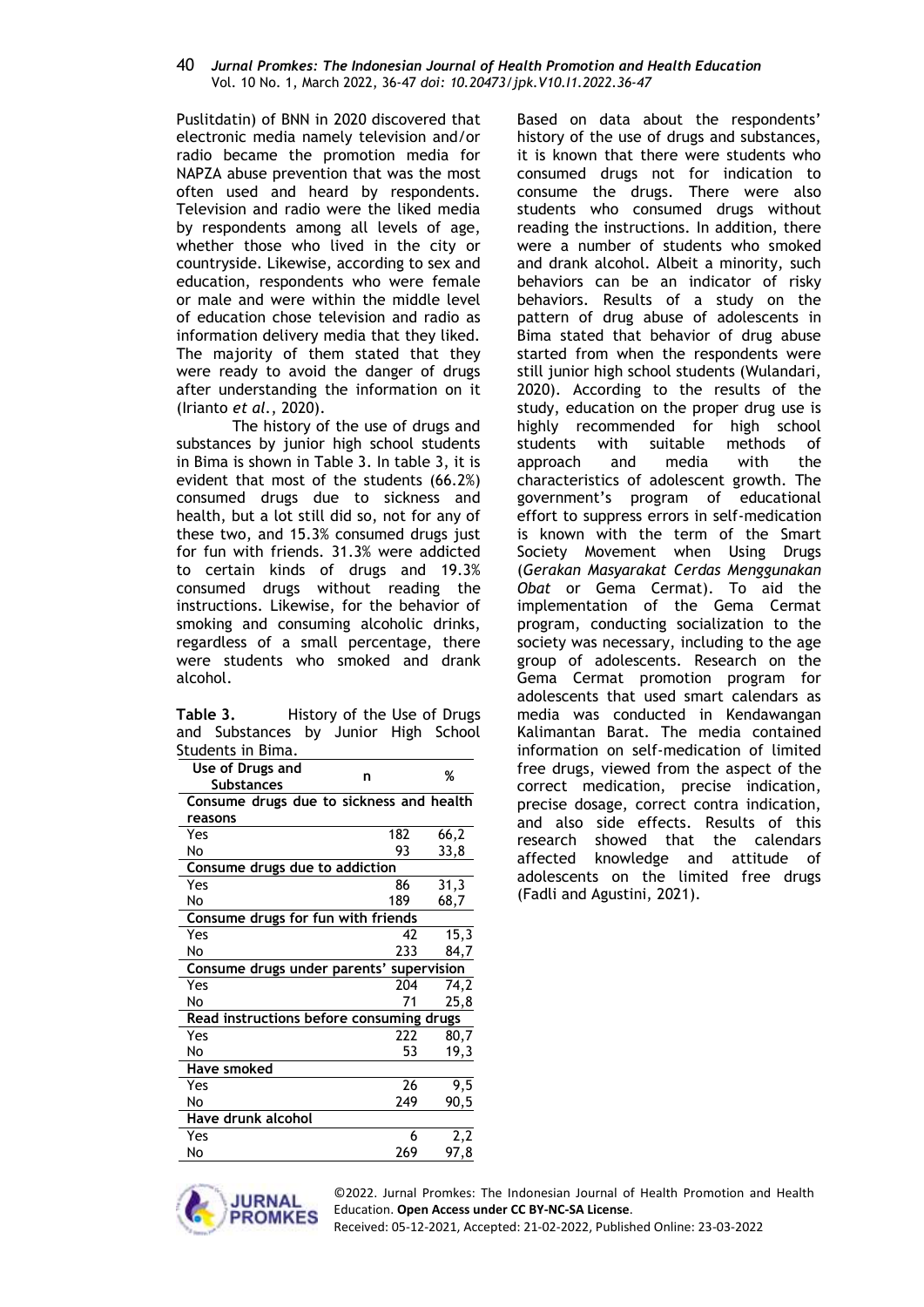Puslitdatin) of BNN in 2020 discovered that electronic media namely television and/or radio became the promotion media for NAPZA abuse prevention that was the most often used and heard by respondents. Television and radio were the liked media by respondents among all levels of age, whether those who lived in the city or countryside. Likewise, according to sex and education, respondents who were female or male and were within the middle level of education chose television and radio as information delivery media that they liked. The majority of them stated that they were ready to avoid the danger of drugs after understanding the information on it (Irianto *et al.*, 2020).

The history of the use of drugs and substances by junior high school students in Bima is shown in Table 3. In table 3, it is evident that most of the students (66.2%) consumed drugs due to sickness and health, but a lot still did so, not for any of these two, and 15.3% consumed drugs just for fun with friends. 31.3% were addicted to certain kinds of drugs and 19.3% consumed drugs without reading the instructions. Likewise, for the behavior of smoking and consuming alcoholic drinks, regardless of a small percentage, there were students who smoked and drank alcohol.

**Table 3.** History of the Use of Drugs and Substances by Junior High School Students in Bima.

| Use of Drugs and Substances | n | % |
|---|---|---|
| **Consume drugs due to sickness and health reasons** | | |
| Yes | 182 | 66,2 |
| No | 93 | 33,8 |
| **Consume drugs due to addiction** | | |
| Yes | 86 | 31,3 |
| No | 189 | 68,7 |
| **Consume drugs for fun with friends** | | |
| Yes | 42 | 15,3 |
| No | 233 | 84,7 |
| **Consume drugs under parents' supervision** | | |
| Yes | 204 | 74,2 |
| No | 71 | 25,8 |
| **Read instructions before consuming drugs** | | |
| Yes | 222 | 80,7 |
| No | 53 | 19,3 |
| **Have smoked** | | |
| Yes | 26 | 9,5 |
| No | 249 | 90,5 |
| **Have drunk alcohol** | | |
| Yes | 6 | 2,2 |
| No | 269 | 97,8 |

Based on data about the respondents' history of the use of drugs and substances, it is known that there were students who consumed drugs not for indication to consume the drugs. There were also students who consumed drugs without reading the instructions. In addition, there were a number of students who smoked and drank alcohol. Albeit a minority, such behaviors can be an indicator of risky behaviors. Results of a study on the pattern of drug abuse of adolescents in Bima stated that behavior of drug abuse started from when the respondents were still junior high school students (Wulandari, 2020). According to the results of the study, education on the proper drug use is highly recommended for high school students with suitable methods of approach and media with the characteristics of adolescent growth. The government's program of educational effort to suppress errors in self-medication is known with the term of the Smart Society Movement when Using Drugs (*Gerakan Masyarakat Cerdas Menggunakan Obat* or Gema Cermat). To aid the implementation of the Gema Cermat program, conducting socialization to the society was necessary, including to the age group of adolescents. Research on the Gema Cermat promotion program for adolescents that used smart calendars as media was conducted in Kendawangan Kalimantan Barat. The media contained information on self-medication of limited free drugs, viewed from the aspect of the correct medication, precise indication, precise dosage, correct contra indication, and also side effects. Results of this research showed that the calendars affected knowledge and attitude of adolescents on the limited free drugs (Fadli and Agustini, 2021).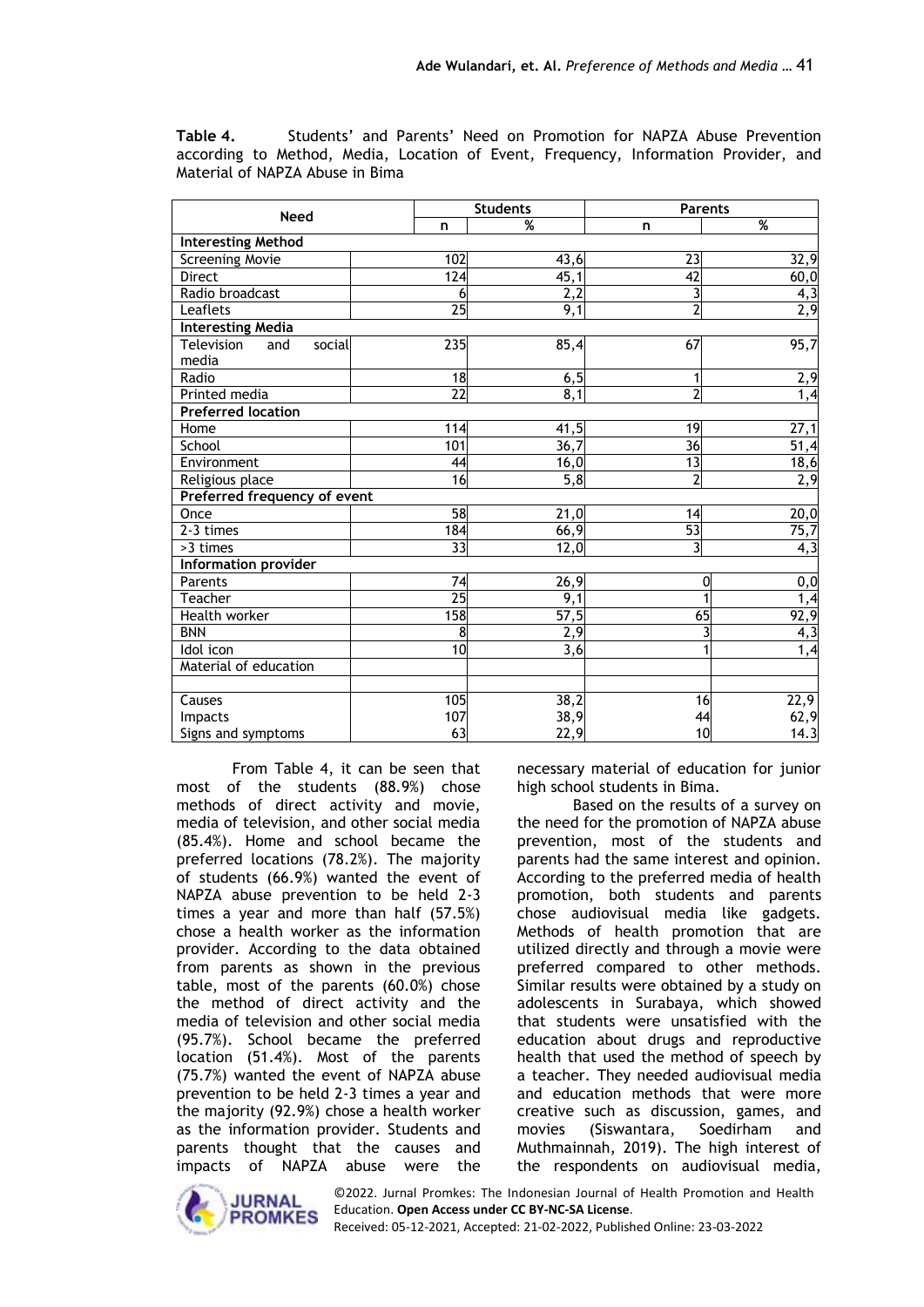**Table 4.** Students' and Parents' Need on Promotion for NAPZA Abuse Prevention according to Method, Media, Location of Event, Frequency, Information Provider, and Material of NAPZA Abuse in Bima

| Need | Students | | Parents | |
|---|---|---|---|---|
| | n | % | n | % |
| **Interesting Method** | | | | |
| Screening Movie | 102 | 43,6 | 23 | 32,9 |
| Direct | 124 | 45,1 | 42 | 60,0 |
| Radio broadcast | 6 | 2,2 | 3 | 4,3 |
| Leaflets | 25 | 9,1 | 2 | 2,9 |
| **Interesting Media** | | | | |
| Television and social media | 235 | 85,4 | 67 | 95,7 |
| Radio | 18 | 6,5 | 1 | 2,9 |
| Printed media | 22 | 8,1 | 2 | 1,4 |
| **Preferred location** | | | | |
| Home | 114 | 41,5 | 19 | 27,1 |
| School | 101 | 36,7 | 36 | 51,4 |
| Environment | 44 | 16,0 | 13 | 18,6 |
| Religious place | 16 | 5,8 | 2 | 2,9 |
| **Preferred frequency of event** | | | | |
| Once | 58 | 21,0 | 14 | 20,0 |
| 2-3 times | 184 | 66,9 | 53 | 75,7 |
| >3 times | 33 | 12,0 | 3 | 4,3 |
| **Information provider** | | | | |
| Parents | 74 | 26,9 | 0 | 0,0 |
| Teacher | 25 | 9,1 | 1 | 1,4 |
| Health worker | 158 | 57,5 | 65 | 92,9 |
| BNN | 8 | 2,9 | 3 | 4,3 |
| Idol icon | 10 | 3,6 | 1 | 1,4 |
| Material of education | | | | |
| | | | | |
| Causes | 105 | 38,2 | 16 | 22,9 |
| Impacts | 107 | 38,9 | 44 | 62,9 |
| Signs and symptoms | 63 | 22,9 | 10 | 14.3 |

From Table 4, it can be seen that most of the students (88.9%) chose methods of direct activity and movie, media of television, and other social media (85.4%). Home and school became the preferred locations (78.2%). The majority of students (66.9%) wanted the event of NAPZA abuse prevention to be held 2-3 times a year and more than half (57.5%) chose a health worker as the information provider. According to the data obtained from parents as shown in the previous table, most of the parents (60.0%) chose the method of direct activity and the media of television and other social media (95.7%). School became the preferred location (51.4%). Most of the parents (75.7%) wanted the event of NAPZA abuse prevention to be held 2-3 times a year and the majority (92.9%) chose a health worker as the information provider. Students and parents thought that the causes and impacts of NAPZA abuse were the necessary material of education for junior high school students in Bima.

Based on the results of a survey on the need for the promotion of NAPZA abuse prevention, most of the students and parents had the same interest and opinion. According to the preferred media of health promotion, both students and parents chose audiovisual media like gadgets. Methods of health promotion that are utilized directly and through a movie were preferred compared to other methods. Similar results were obtained by a study on adolescents in Surabaya, which showed that students were unsatisfied with the education about drugs and reproductive health that used the method of speech by a teacher. They needed audiovisual media and education methods that were more creative such as discussion, games, and movies (Siswantara, Soedirham and Muthmainnah, 2019). The high interest of the respondents on audiovisual media,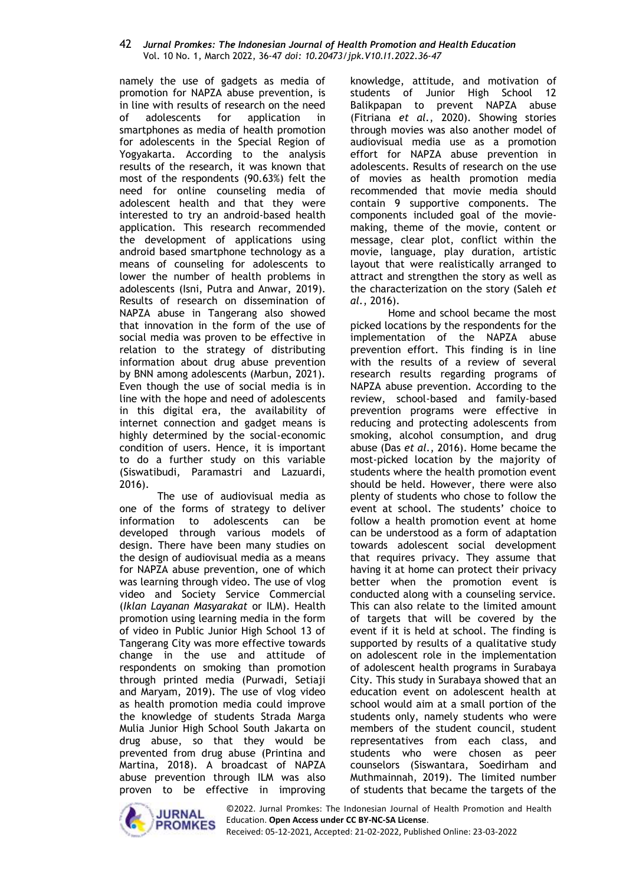namely the use of gadgets as media of promotion for NAPZA abuse prevention, is in line with results of research on the need of adolescents for application in smartphones as media of health promotion for adolescents in the Special Region of Yogyakarta. According to the analysis results of the research, it was known that most of the respondents (90.63%) felt the need for online counseling media of adolescent health and that they were interested to try an android-based health application. This research recommended the development of applications using android based smartphone technology as a means of counseling for adolescents to lower the number of health problems in adolescents (Isni, Putra and Anwar, 2019). Results of research on dissemination of NAPZA abuse in Tangerang also showed that innovation in the form of the use of social media was proven to be effective in relation to the strategy of distributing information about drug abuse prevention by BNN among adolescents (Marbun, 2021). Even though the use of social media is in line with the hope and need of adolescents in this digital era, the availability of internet connection and gadget means is highly determined by the social-economic condition of users. Hence, it is important to do a further study on this variable (Siswatibudi, Paramastri and Lazuardi, 2016).

The use of audiovisual media as one of the forms of strategy to deliver information to adolescents can be developed through various models of design. There have been many studies on the design of audiovisual media as a means for NAPZA abuse prevention, one of which was learning through video. The use of vlog video and Society Service Commercial (*Iklan Layanan Masyarakat* or ILM). Health promotion using learning media in the form of video in Public Junior High School 13 of Tangerang City was more effective towards change in the use and attitude of respondents on smoking than promotion through printed media (Purwadi, Setiaji and Maryam, 2019). The use of vlog video as health promotion media could improve the knowledge of students Strada Marga Mulia Junior High School South Jakarta on drug abuse, so that they would be prevented from drug abuse (Printina and Martina, 2018). A broadcast of NAPZA abuse prevention through ILM was also proven to be effective in improving knowledge, attitude, and motivation of students of Junior High School 12 Balikpapan to prevent NAPZA abuse (Fitriana *et al.*, 2020). Showing stories through movies was also another model of audiovisual media use as a promotion effort for NAPZA abuse prevention in adolescents. Results of research on the use of movies as health promotion media recommended that movie media should contain 9 supportive components. The components included goal of the movie-making, theme of the movie, content or message, clear plot, conflict within the movie, language, play duration, artistic layout that were realistically arranged to attract and strengthen the story as well as the characterization on the story (Saleh *et al.*, 2016).

Home and school became the most picked locations by the respondents for the implementation of the NAPZA abuse prevention effort. This finding is in line with the results of a review of several research results regarding programs of NAPZA abuse prevention. According to the review, school-based and family-based prevention programs were effective in reducing and protecting adolescents from smoking, alcohol consumption, and drug abuse (Das *et al.*, 2016). Home became the most-picked location by the majority of students where the health promotion event should be held. However, there were also plenty of students who chose to follow the event at school. The students' choice to follow a health promotion event at home can be understood as a form of adaptation towards adolescent social development that requires privacy. They assume that having it at home can protect their privacy better when the promotion event is conducted along with a counseling service. This can also relate to the limited amount of targets that will be covered by the event if it is held at school. The finding is supported by results of a qualitative study on adolescent role in the implementation of adolescent health programs in Surabaya City. This study in Surabaya showed that an education event on adolescent health at school would aim at a small portion of the students only, namely students who were members of the student council, student representatives from each class, and students who were chosen as peer counselors (Siswantara, Soedirham and Muthmainnah, 2019). The limited number of students that became the targets of the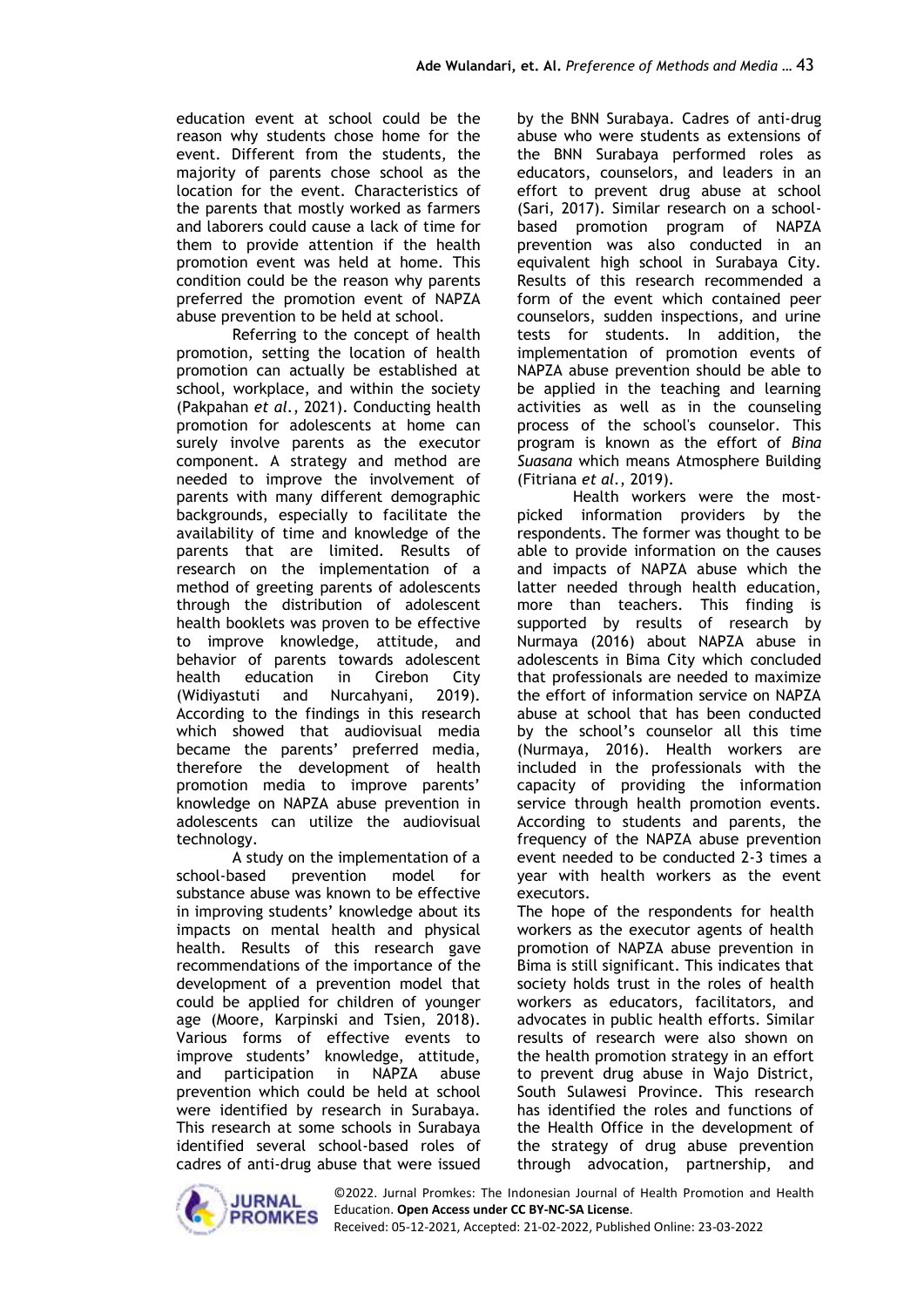education event at school could be the reason why students chose home for the event. Different from the students, the majority of parents chose school as the location for the event. Characteristics of the parents that mostly worked as farmers and laborers could cause a lack of time for them to provide attention if the health promotion event was held at home. This condition could be the reason why parents preferred the promotion event of NAPZA abuse prevention to be held at school.

Referring to the concept of health promotion, setting the location of health promotion can actually be established at school, workplace, and within the society (Pakpahan *et al.*, 2021). Conducting health promotion for adolescents at home can surely involve parents as the executor component. A strategy and method are needed to improve the involvement of parents with many different demographic backgrounds, especially to facilitate the availability of time and knowledge of the parents that are limited. Results of research on the implementation of a method of greeting parents of adolescents through the distribution of adolescent health booklets was proven to be effective to improve knowledge, attitude, and behavior of parents towards adolescent health education in Cirebon City (Widiyastuti and Nurcahyani, 2019). According to the findings in this research which showed that audiovisual media became the parents' preferred media, therefore the development of health promotion media to improve parents' knowledge on NAPZA abuse prevention in adolescents can utilize the audiovisual technology.

A study on the implementation of a school-based prevention model for substance abuse was known to be effective in improving students' knowledge about its impacts on mental health and physical health. Results of this research gave recommendations of the importance of the development of a prevention model that could be applied for children of younger age (Moore, Karpinski and Tsien, 2018). Various forms of effective events to improve students' knowledge, attitude, and participation in NAPZA abuse prevention which could be held at school were identified by research in Surabaya. This research at some schools in Surabaya identified several school-based roles of cadres of anti-drug abuse that were issued by the BNN Surabaya. Cadres of anti-drug abuse who were students as extensions of the BNN Surabaya performed roles as educators, counselors, and leaders in an effort to prevent drug abuse at school (Sari, 2017). Similar research on a school-based promotion program of NAPZA prevention was also conducted in an equivalent high school in Surabaya City. Results of this research recommended a form of the event which contained peer counselors, sudden inspections, and urine tests for students. In addition, the implementation of promotion events of NAPZA abuse prevention should be able to be applied in the teaching and learning activities as well as in the counseling process of the school's counselor. This program is known as the effort of *Bina Suasana* which means Atmosphere Building (Fitriana *et al.*, 2019).

Health workers were the most-picked information providers by the respondents. The former was thought to be able to provide information on the causes and impacts of NAPZA abuse which the latter needed through health education, more than teachers. This finding is supported by results of research by Nurmaya (2016) about NAPZA abuse in adolescents in Bima City which concluded that professionals are needed to maximize the effort of information service on NAPZA abuse at school that has been conducted by the school's counselor all this time (Nurmaya, 2016). Health workers are included in the professionals with the capacity of providing the information service through health promotion events. According to students and parents, the frequency of the NAPZA abuse prevention event needed to be conducted 2-3 times a year with health workers as the event executors.

The hope of the respondents for health workers as the executor agents of health promotion of NAPZA abuse prevention in Bima is still significant. This indicates that society holds trust in the roles of health workers as educators, facilitators, and advocates in public health efforts. Similar results of research were also shown on the health promotion strategy in an effort to prevent drug abuse in Wajo District, South Sulawesi Province. This research has identified the roles and functions of the Health Office in the development of the strategy of drug abuse prevention through advocation, partnership, and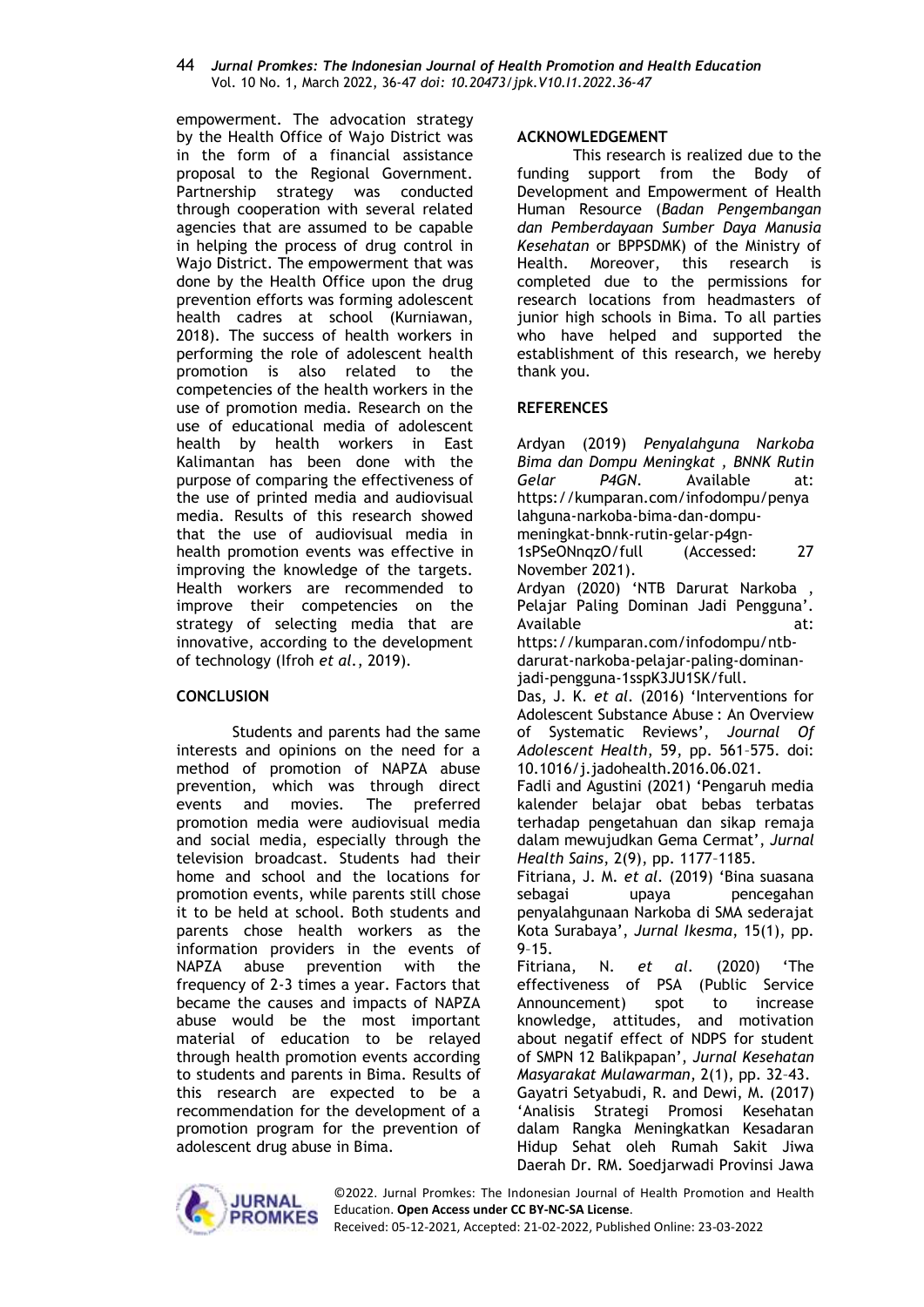empowerment. The advocation strategy by the Health Office of Wajo District was in the form of a financial assistance proposal to the Regional Government. Partnership strategy was conducted through cooperation with several related agencies that are assumed to be capable in helping the process of drug control in Wajo District. The empowerment that was done by the Health Office upon the drug prevention efforts was forming adolescent health cadres at school (Kurniawan, 2018). The success of health workers in performing the role of adolescent health promotion is also related to the competencies of the health workers in the use of promotion media. Research on the use of educational media of adolescent health by health workers in East Kalimantan has been done with the purpose of comparing the effectiveness of the use of printed media and audiovisual media. Results of this research showed that the use of audiovisual media in health promotion events was effective in improving the knowledge of the targets. Health workers are recommended to improve their competencies on the strategy of selecting media that are innovative, according to the development of technology (Ifroh *et al.*, 2019).

## CONCLUSION

Students and parents had the same interests and opinions on the need for a method of promotion of NAPZA abuse prevention, which was through direct events and movies. The preferred promotion media were audiovisual media and social media, especially through the television broadcast. Students had their home and school and the locations for promotion events, while parents still chose it to be held at school. Both students and parents chose health workers as the information providers in the events of NAPZA abuse prevention with the frequency of 2-3 times a year. Factors that became the causes and impacts of NAPZA abuse would be the most important material of education to be relayed through health promotion events according to students and parents in Bima. Results of this research are expected to be a recommendation for the development of a promotion program for the prevention of adolescent drug abuse in Bima.

## ACKNOWLEDGEMENT

This research is realized due to the funding support from the Body of Development and Empowerment of Health Human Resource (*Badan Pengembangan dan Pemberdayaan Sumber Daya Manusia Kesehatan* or BPPSDMK) of the Ministry of Health. Moreover, this research is completed due to the permissions for research locations from headmasters of junior high schools in Bima. To all parties who have helped and supported the establishment of this research, we hereby thank you.

## REFERENCES

Ardyan (2019) *Penyalahguna Narkoba Bima dan Dompu Meningkat , BNNK Rutin Gelar P4GN*. Available at: https://kumparan.com/infodompu/penyalahguna-narkoba-bima-dan-dompu-meningkat-bnnk-rutin-gelar-p4gn-1sPSeONnqzO/full (Accessed: 27 November 2021).

Ardyan (2020) 'NTB Darurat Narkoba , Pelajar Paling Dominan Jadi Pengguna'. Available at: https://kumparan.com/infodompu/ntb-darurat-narkoba-pelajar-paling-dominan-jadi-pengguna-1sspK3JU1SK/full.

Das, J. K. *et al.* (2016) 'Interventions for Adolescent Substance Abuse : An Overview of Systematic Reviews', *Journal Of Adolescent Health*, 59, pp. 561–575. doi: 10.1016/j.jadohealth.2016.06.021.

Fadli and Agustini (2021) 'Pengaruh media kalender belajar obat bebas terbatas terhadap pengetahuan dan sikap remaja dalam mewujudkan Gema Cermat', *Jurnal Health Sains*, 2(9), pp. 1177–1185.

Fitriana, J. M. *et al.* (2019) 'Bina suasana sebagai upaya pencegahan penyalahgunaan Narkoba di SMA sederajat Kota Surabaya', *Jurnal Ikesma*, 15(1), pp. 9–15.

Fitriana, N. *et al.* (2020) 'The effectiveness of PSA (Public Service Announcement) spot to increase knowledge, attitudes, and motivation about negatif effect of NDPS for student of SMPN 12 Balikpapan', *Jurnal Kesehatan Masyarakat Mulawarman*, 2(1), pp. 32–43.

Gayatri Setyabudi, R. and Dewi, M. (2017) 'Analisis Strategi Promosi Kesehatan dalam Rangka Meningkatkan Kesadaran Hidup Sehat oleh Rumah Sakit Jiwa Daerah Dr. RM. Soedjarwadi Provinsi Jawa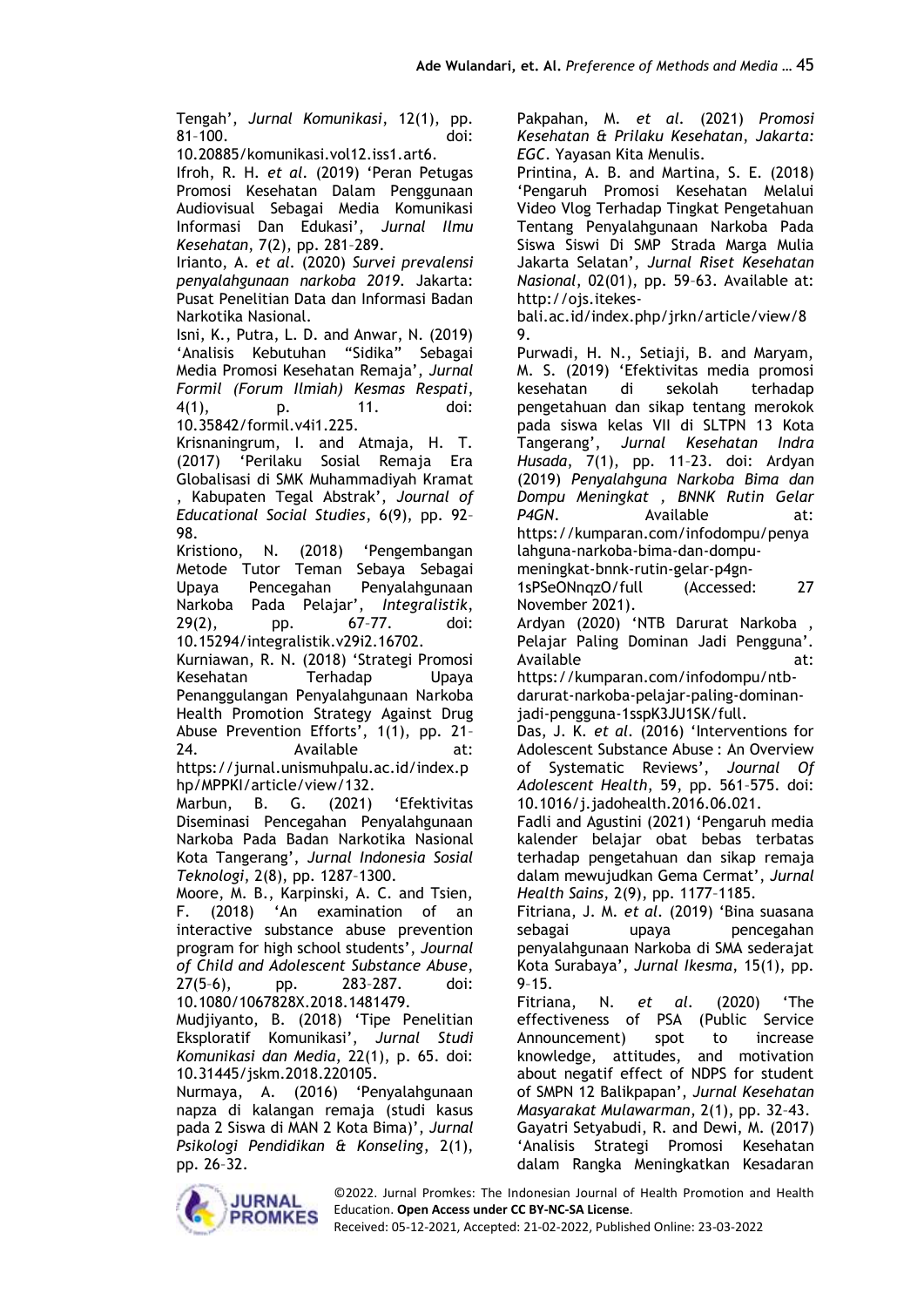Tengah', *Jurnal Komunikasi*, 12(1), pp. 81–100. doi: 10.20885/komunikasi.vol12.iss1.art6.

Ifroh, R. H. *et al.* (2019) 'Peran Petugas Promosi Kesehatan Dalam Penggunaan Audiovisual Sebagai Media Komunikasi Informasi Dan Edukasi', *Jurnal Ilmu Kesehatan*, 7(2), pp. 281–289.

Irianto, A. *et al.* (2020) *Survei prevalensi penyalahgunaan narkoba 2019*. Jakarta: Pusat Penelitian Data dan Informasi Badan Narkotika Nasional.

Isni, K., Putra, L. D. and Anwar, N. (2019) 'Analisis Kebutuhan "Sidika" Sebagai Media Promosi Kesehatan Remaja', *Jurnal Formil (Forum Ilmiah) Kesmas Respati*, 4(1), p. 11. doi: 10.35842/formil.v4i1.225.

Krisnaningrum, I. and Atmaja, H. T. (2017) 'Perilaku Sosial Remaja Era Globalisasi di SMK Muhammadiyah Kramat , Kabupaten Tegal Abstrak', *Journal of Educational Social Studies*, 6(9), pp. 92–98.

Kristiono, N. (2018) 'Pengembangan Metode Tutor Teman Sebaya Sebagai Upaya Pencegahan Penyalahgunaan Narkoba Pada Pelajar', *Integralistik*, 29(2), pp. 67–77. doi: 10.15294/integralistik.v29i2.16702.

Kurniawan, R. N. (2018) 'Strategi Promosi Kesehatan Terhadap Upaya Penanggulangan Penyalahgunaan Narkoba Health Promotion Strategy Against Drug Abuse Prevention Efforts', 1(1), pp. 21–24. Available at: https://jurnal.unismuhpalu.ac.id/index.php/MPPKI/article/view/132.

Marbun, B. G. (2021) 'Efektivitas Diseminasi Pencegahan Penyalahgunaan Narkoba Pada Badan Narkotika Nasional Kota Tangerang', *Jurnal Indonesia Sosial Teknologi*, 2(8), pp. 1287–1300.

Moore, M. B., Karpinski, A. C. and Tsien, F. (2018) 'An examination of an interactive substance abuse prevention program for high school students', *Journal of Child and Adolescent Substance Abuse*, 27(5–6), pp. 283–287. doi: 10.1080/1067828X.2018.1481479.

Mudjiyanto, B. (2018) 'Tipe Penelitian Eksploratif Komunikasi', *Jurnal Studi Komunikasi dan Media*, 22(1), p. 65. doi: 10.31445/jskm.2018.220105.

Nurmaya, A. (2016) 'Penyalahgunaan napza di kalangan remaja (studi kasus pada 2 Siswa di MAN 2 Kota Bima)', *Jurnal Psikologi Pendidikan & Konseling*, 2(1), pp. 26–32.

Pakpahan, M. *et al.* (2021) *Promosi Kesehatan & Prilaku Kesehatan*, *Jakarta: EGC*. Yayasan Kita Menulis.

Printina, A. B. and Martina, S. E. (2018) 'Pengaruh Promosi Kesehatan Melalui Video Vlog Terhadap Tingkat Pengetahuan Tentang Penyalahgunaan Narkoba Pada Siswa Siswi Di SMP Strada Marga Mulia Jakarta Selatan', *Jurnal Riset Kesehatan Nasional*, 02(01), pp. 59–63. Available at: http://ojs.itekes-bali.ac.id/index.php/jrkn/article/view/89.

Purwadi, H. N., Setiaji, B. and Maryam, M. S. (2019) 'Efektivitas media promosi kesehatan di sekolah terhadap pengetahuan dan sikap tentang merokok pada siswa kelas VII di SLTPN 13 Kota Tangerang', *Jurnal Kesehatan Indra Husada*, 7(1), pp. 11–23. doi: Ardyan (2019) *Penyalahguna Narkoba Bima dan Dompu Meningkat , BNNK Rutin Gelar P4GN*. Available at: https://kumparan.com/infodompu/penyalahguna-narkoba-bima-dan-dompu-meningkat-bnnk-rutin-gelar-p4gn-1sPSeONnqzO/full (Accessed: 27 November 2021).

Ardyan (2020) 'NTB Darurat Narkoba , Pelajar Paling Dominan Jadi Pengguna'. Available at: https://kumparan.com/infodompu/ntb-darurat-narkoba-pelajar-paling-dominan-jadi-pengguna-1sspK3JU1SK/full.

Das, J. K. *et al.* (2016) 'Interventions for Adolescent Substance Abuse : An Overview of Systematic Reviews', *Journal Of Adolescent Health*, 59, pp. 561–575. doi: 10.1016/j.jadohealth.2016.06.021.

Fadli and Agustini (2021) 'Pengaruh media kalender belajar obat bebas terbatas terhadap pengetahuan dan sikap remaja dalam mewujudkan Gema Cermat', *Jurnal Health Sains*, 2(9), pp. 1177–1185.

Fitriana, J. M. *et al.* (2019) 'Bina suasana sebagai upaya pencegahan penyalahgunaan Narkoba di SMA sederajat Kota Surabaya', *Jurnal Ikesma*, 15(1), pp. 9–15.

Fitriana, N. *et al.* (2020) 'The effectiveness of PSA (Public Service Announcement) spot to increase knowledge, attitudes, and motivation about negatif effect of NDPS for student of SMPN 12 Balikpapan', *Jurnal Kesehatan Masyarakat Mulawarman*, 2(1), pp. 32–43.

Gayatri Setyabudi, R. and Dewi, M. (2017) 'Analisis Strategi Promosi Kesehatan dalam Rangka Meningkatkan Kesadaran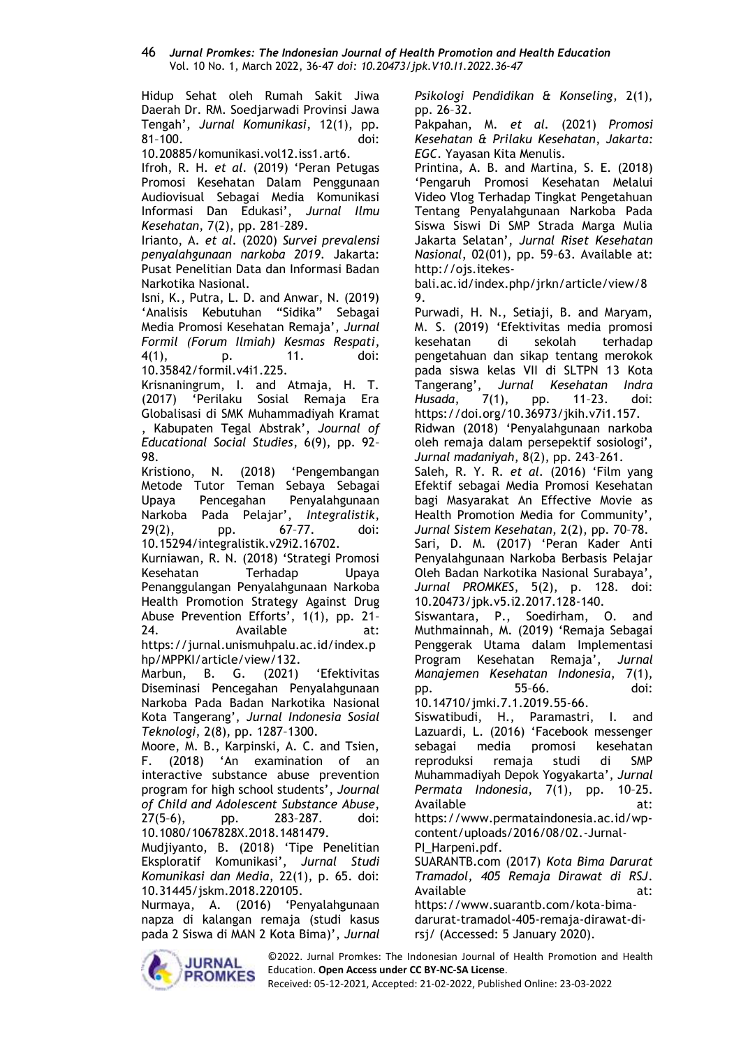Hidup Sehat oleh Rumah Sakit Jiwa Daerah Dr. RM. Soedjarwadi Provinsi Jawa Tengah', *Jurnal Komunikasi*, 12(1), pp. 81–100. doi: 10.20885/komunikasi.vol12.iss1.art6.

Ifroh, R. H. *et al.* (2019) 'Peran Petugas Promosi Kesehatan Dalam Penggunaan Audiovisual Sebagai Media Komunikasi Informasi Dan Edukasi', *Jurnal Ilmu Kesehatan*, 7(2), pp. 281–289.

Irianto, A. *et al.* (2020) *Survei prevalensi penyalahgunaan narkoba 2019*. Jakarta: Pusat Penelitian Data dan Informasi Badan Narkotika Nasional.

Isni, K., Putra, L. D. and Anwar, N. (2019) 'Analisis Kebutuhan "Sidika" Sebagai Media Promosi Kesehatan Remaja', *Jurnal Formil (Forum Ilmiah) Kesmas Respati*, 4(1), p. 11. doi: 10.35842/formil.v4i1.225.

Krisnaningrum, I. and Atmaja, H. T. (2017) 'Perilaku Sosial Remaja Era Globalisasi di SMK Muhammadiyah Kramat , Kabupaten Tegal Abstrak', *Journal of Educational Social Studies*, 6(9), pp. 92–98.

Kristiono, N. (2018) 'Pengembangan Metode Tutor Teman Sebaya Sebagai Upaya Pencegahan Penyalahgunaan Narkoba Pada Pelajar', *Integralistik*, 29(2), pp. 67–77. doi: 10.15294/integralistik.v29i2.16702.

Kurniawan, R. N. (2018) 'Strategi Promosi Kesehatan Terhadap Upaya Penanggulangan Penyalahgunaan Narkoba Health Promotion Strategy Against Drug Abuse Prevention Efforts', 1(1), pp. 21–24. Available at: https://jurnal.unismuhpalu.ac.id/index.php/MPPKI/article/view/132.

Marbun, B. G. (2021) 'Efektivitas Diseminasi Pencegahan Penyalahgunaan Narkoba Pada Badan Narkotika Nasional Kota Tangerang', *Jurnal Indonesia Sosial Teknologi*, 2(8), pp. 1287–1300.

Moore, M. B., Karpinski, A. C. and Tsien, F. (2018) 'An examination of an interactive substance abuse prevention program for high school students', *Journal of Child and Adolescent Substance Abuse*, 27(5–6), pp. 283–287. doi: 10.1080/1067828X.2018.1481479.

Mudjiyanto, B. (2018) 'Tipe Penelitian Eksploratif Komunikasi', *Jurnal Studi Komunikasi dan Media*, 22(1), p. 65. doi: 10.31445/jskm.2018.220105.

Nurmaya, A. (2016) 'Penyalahgunaan napza di kalangan remaja (studi kasus pada 2 Siswa di MAN 2 Kota Bima)', *Jurnal Psikologi Pendidikan & Konseling*, 2(1), pp. 26–32.

Pakpahan, M. *et al.* (2021) *Promosi Kesehatan & Prilaku Kesehatan*, *Jakarta: EGC*. Yayasan Kita Menulis.

Printina, A. B. and Martina, S. E. (2018) 'Pengaruh Promosi Kesehatan Melalui Video Vlog Terhadap Tingkat Pengetahuan Tentang Penyalahgunaan Narkoba Pada Siswa Siswi Di SMP Strada Marga Mulia Jakarta Selatan', *Jurnal Riset Kesehatan Nasional*, 02(01), pp. 59–63. Available at: http://ojs.itekes-bali.ac.id/index.php/jrkn/article/view/89.

Purwadi, H. N., Setiaji, B. and Maryam, M. S. (2019) 'Efektivitas media promosi kesehatan di sekolah terhadap pengetahuan dan sikap tentang merokok pada siswa kelas VII di SLTPN 13 Kota Tangerang', *Jurnal Kesehatan Indra Husada*, 7(1), pp. 11–23. doi: https://doi.org/10.36973/jkih.v7i1.157.

Ridwan (2018) 'Penyalahgunaan narkoba oleh remaja dalam persepektif sosiologi', *Jurnal madaniyah*, 8(2), pp. 243–261.

Saleh, R. Y. R. *et al.* (2016) 'Film yang Efektif sebagai Media Promosi Kesehatan bagi Masyarakat An Effective Movie as Health Promotion Media for Community', *Jurnal Sistem Kesehatan*, 2(2), pp. 70–78.

Sari, D. M. (2017) 'Peran Kader Anti Penyalahgunaan Narkoba Berbasis Pelajar Oleh Badan Narkotika Nasional Surabaya', *Jurnal PROMKES*, 5(2), p. 128. doi: 10.20473/jpk.v5.i2.2017.128-140.

Siswantara, P., Soedirham, O. and Muthmainnah, M. (2019) 'Remaja Sebagai Penggerak Utama dalam Implementasi Program Kesehatan Remaja', *Jurnal Manajemen Kesehatan Indonesia*, 7(1), pp. 55–66. doi: 10.14710/jmki.7.1.2019.55-66.

Siswatibudi, H., Paramastri, I. and Lazuardi, L. (2016) 'Facebook messenger sebagai media promosi kesehatan reproduksi remaja studi di SMP Muhammadiyah Depok Yogyakarta', *Jurnal Permata Indonesia*, 7(1), pp. 10–25. Available at: https://www.permataindonesia.ac.id/wp-content/uploads/2016/08/02.-Jurnal-PI_Harpeni.pdf.

SUARANTB.com (2017) *Kota Bima Darurat Tramadol, 405 Remaja Dirawat di RSJ*. Available at: https://www.suarantb.com/kota-bima-darurat-tramadol-405-remaja-dirawat-di-rsj/ (Accessed: 5 January 2020).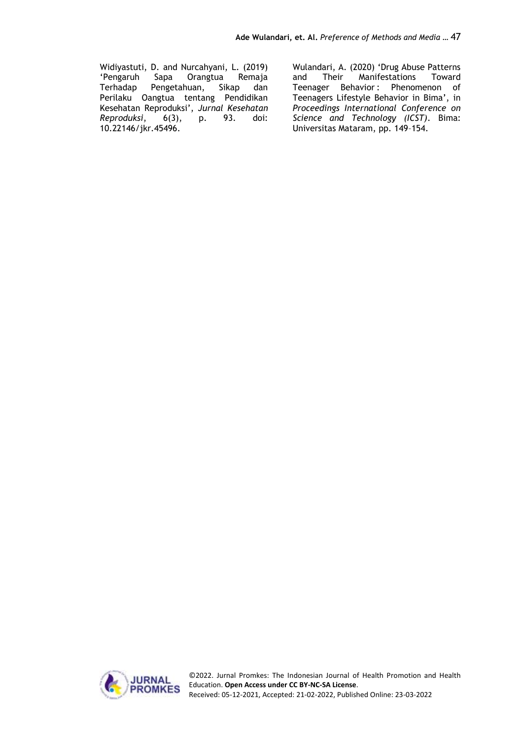Widiyastuti, D. and Nurcahyani, L. (2019) 'Pengaruh Sapa Orangtua Remaja Terhadap Pengetahuan, Sikap dan Perilaku Oangtua tentang Pendidikan Kesehatan Reproduksi', *Jurnal Kesehatan Reproduksi*, 6(3), p. 93. doi: 10.22146/jkr.45496.

Wulandari, A. (2020) 'Drug Abuse Patterns and Their Manifestations Toward Teenager Behavior : Phenomenon of Teenagers Lifestyle Behavior in Bima', in *Proceedings International Conference on Science and Technology (ICST)*. Bima: Universitas Mataram, pp. 149–154.